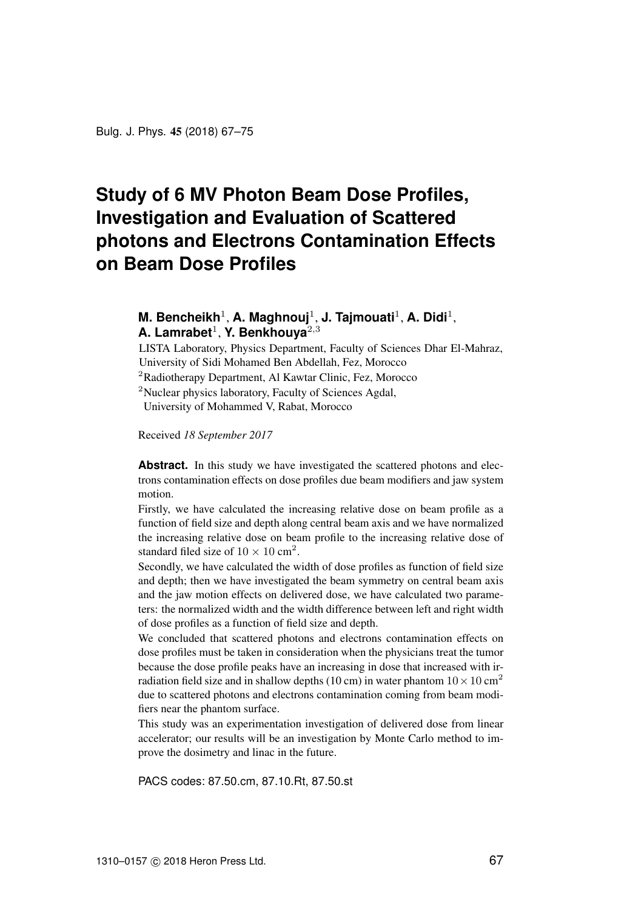# Study of 6 MV Photon Beam Dose Profiles, Investigation and Evaluation of Scattered photons and Electrons Contamination Effects on Beam Dose Profiles

**M. Bencheikh**[1], **A. Maghnouj**[1], **J. Tajmouati**[1], **A. Didi**[1], **A. Lamrabet**[1], **Y. Benkhouya**[2,3]

LISTA Laboratory, Physics Department, Faculty of Sciences Dhar El-Mahraz, University of Sidi Mohamed Ben Abdellah, Fez, Morocco

[2]Radiotherapy Department, Al Kawtar Clinic, Fez, Morocco

[2]Nuclear physics laboratory, Faculty of Sciences Agdal, University of Mohammed V, Rabat, Morocco

Received *18 September 2017*

**Abstract.** In this study we have investigated the scattered photons and electrons contamination effects on dose profiles due beam modifiers and jaw system motion.

Firstly, we have calculated the increasing relative dose on beam profile as a function of field size and depth along central beam axis and we have normalized the increasing relative dose on beam profile to the increasing relative dose of standard filed size of $10 \times 10$ cm$^2$.

Secondly, we have calculated the width of dose profiles as function of field size and depth; then we have investigated the beam symmetry on central beam axis and the jaw motion effects on delivered dose, we have calculated two parameters: the normalized width and the width difference between left and right width of dose profiles as a function of field size and depth.

We concluded that scattered photons and electrons contamination effects on dose profiles must be taken in consideration when the physicians treat the tumor because the dose profile peaks have an increasing in dose that increased with irradiation field size and in shallow depths (10 cm) in water phantom $10 \times 10$ cm$^2$ due to scattered photons and electrons contamination coming from beam modifiers near the phantom surface.

This study was an experimentation investigation of delivered dose from linear accelerator; our results will be an investigation by Monte Carlo method to improve the dosimetry and linac in the future.

PACS codes: 87.50.cm, 87.10.Rt, 87.50.st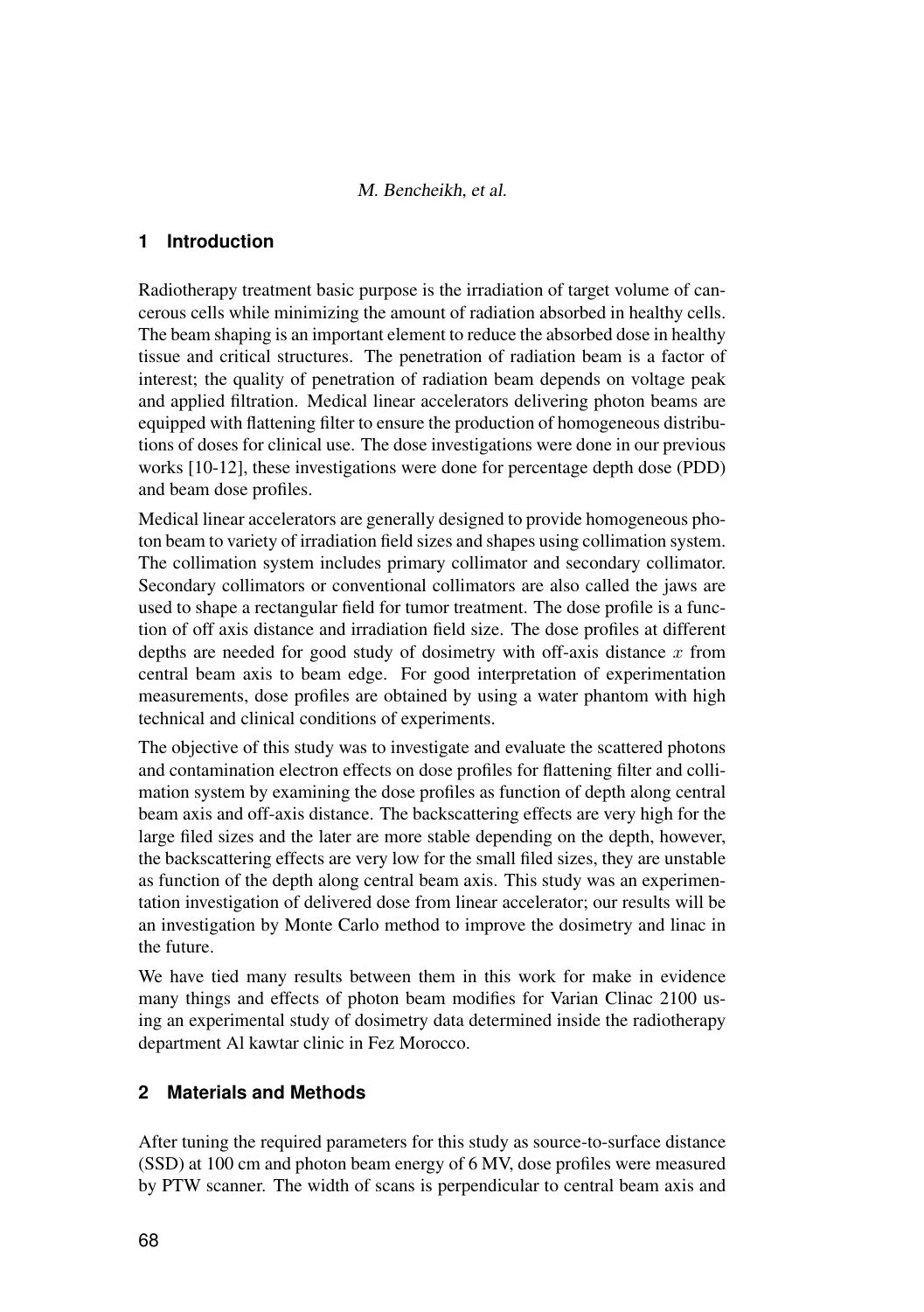## 1 Introduction

Radiotherapy treatment basic purpose is the irradiation of target volume of cancerous cells while minimizing the amount of radiation absorbed in healthy cells. The beam shaping is an important element to reduce the absorbed dose in healthy tissue and critical structures. The penetration of radiation beam is a factor of interest; the quality of penetration of radiation beam depends on voltage peak and applied filtration. Medical linear accelerators delivering photon beams are equipped with flattening filter to ensure the production of homogeneous distributions of doses for clinical use. The dose investigations were done in our previous works [10-12], these investigations were done for percentage depth dose (PDD) and beam dose profiles.

Medical linear accelerators are generally designed to provide homogeneous photon beam to variety of irradiation field sizes and shapes using collimation system. The collimation system includes primary collimator and secondary collimator. Secondary collimators or conventional collimators are also called the jaws are used to shape a rectangular field for tumor treatment. The dose profile is a function of off axis distance and irradiation field size. The dose profiles at different depths are needed for good study of dosimetry with off-axis distance $x$ from central beam axis to beam edge. For good interpretation of experimentation measurements, dose profiles are obtained by using a water phantom with high technical and clinical conditions of experiments.

The objective of this study was to investigate and evaluate the scattered photons and contamination electron effects on dose profiles for flattening filter and collimation system by examining the dose profiles as function of depth along central beam axis and off-axis distance. The backscattering effects are very high for the large filed sizes and the later are more stable depending on the depth, however, the backscattering effects are very low for the small filed sizes, they are unstable as function of the depth along central beam axis. This study was an experimentation investigation of delivered dose from linear accelerator; our results will be an investigation by Monte Carlo method to improve the dosimetry and linac in the future.

We have tied many results between them in this work for make in evidence many things and effects of photon beam modifies for Varian Clinac 2100 using an experimental study of dosimetry data determined inside the radiotherapy department Al kawtar clinic in Fez Morocco.

## 2 Materials and Methods

After tuning the required parameters for this study as source-to-surface distance (SSD) at 100 cm and photon beam energy of 6 MV, dose profiles were measured by PTW scanner. The width of scans is perpendicular to central beam axis and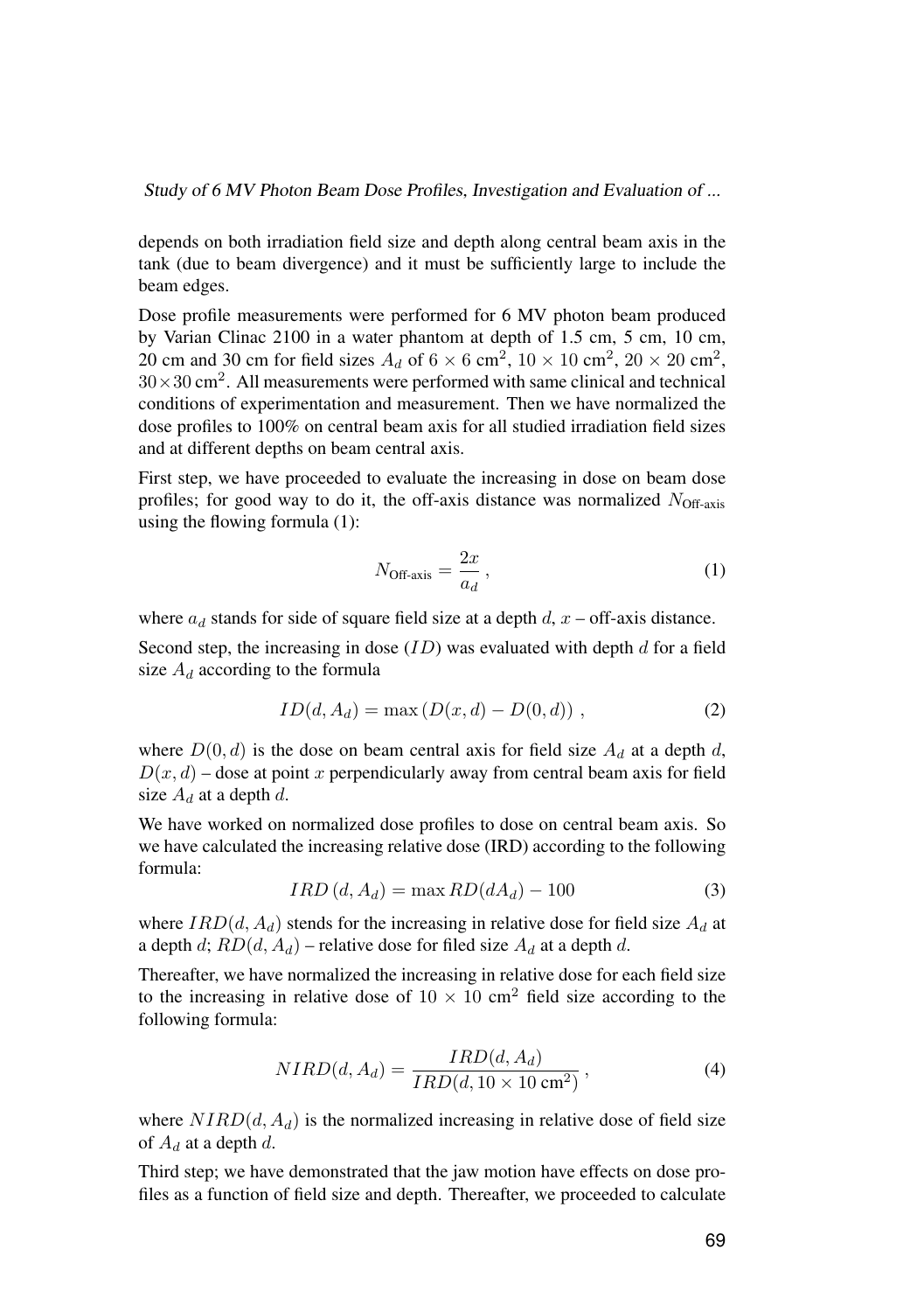depends on both irradiation field size and depth along central beam axis in the tank (due to beam divergence) and it must be sufficiently large to include the beam edges.

Dose profile measurements were performed for 6 MV photon beam produced by Varian Clinac 2100 in a water phantom at depth of 1.5 cm, 5 cm, 10 cm, 20 cm and 30 cm for field sizes $A_d$ of $6 \times 6$ cm$^2$, $10 \times 10$ cm$^2$, $20 \times 20$ cm$^2$, $30 \times 30$ cm$^2$. All measurements were performed with same clinical and technical conditions of experimentation and measurement. Then we have normalized the dose profiles to 100% on central beam axis for all studied irradiation field sizes and at different depths on beam central axis.

First step, we have proceeded to evaluate the increasing in dose on beam dose profiles; for good way to do it, the off-axis distance was normalized $N_{\text{Off-axis}}$ using the flowing formula (1):

$$N_{\text{Off-axis}} = \frac{2x}{a_d}\,, \tag{1}$$

where $a_d$ stands for side of square field size at a depth $d$, $x$ – off-axis distance.

Second step, the increasing in dose ($ID$) was evaluated with depth $d$ for a field size $A_d$ according to the formula

$$ID(d, A_d) = \max\left(D(x, d) - D(0, d)\right)\,, \tag{2}$$

where $D(0, d)$ is the dose on beam central axis for field size $A_d$ at a depth $d$, $D(x, d)$ – dose at point $x$ perpendicularly away from central beam axis for field size $A_d$ at a depth $d$.

We have worked on normalized dose profiles to dose on central beam axis. So we have calculated the increasing relative dose (IRD) according to the following formula:

$$IRD\,(d, A_d) = \max RD(dA_d) - 100 \tag{3}$$

where $IRD(d, A_d)$ stends for the increasing in relative dose for field size $A_d$ at a depth $d$; $RD(d, A_d)$ – relative dose for filed size $A_d$ at a depth $d$.

Thereafter, we have normalized the increasing in relative dose for each field size to the increasing in relative dose of $10 \times 10$ cm$^2$ field size according to the following formula:

$$NIRD(d, A_d) = \frac{IRD(d, A_d)}{IRD(d, 10 \times 10\ \text{cm}^2)}\,, \tag{4}$$

where $NIRD(d, A_d)$ is the normalized increasing in relative dose of field size of $A_d$ at a depth $d$.

Third step; we have demonstrated that the jaw motion have effects on dose profiles as a function of field size and depth. Thereafter, we proceeded to calculate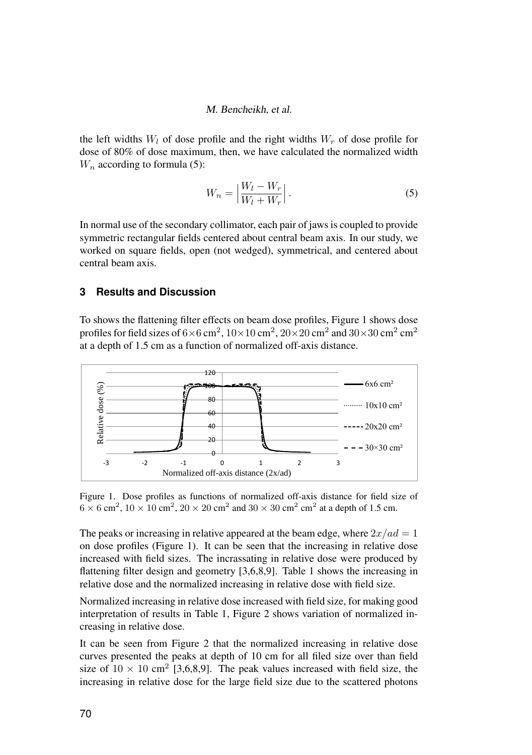the left widths $W_l$ of dose profile and the right widths $W_r$ of dose profile for dose of 80% of dose maximum, then, we have calculated the normalized width $W_n$ according to formula (5):

$$W_n = \left| \frac{W_l - W_r}{W_l + W_r} \right| . \tag{5}$$

In normal use of the secondary collimator, each pair of jaws is coupled to provide symmetric rectangular fields centered about central beam axis. In our study, we worked on square fields, open (not wedged), symmetrical, and centered about central beam axis.

## 3 Results and Discussion

To shows the flattening filter effects on beam dose profiles, Figure 1 shows dose profiles for field sizes of $6\times6$ cm$^2$, $10\times10$ cm$^2$, $20\times20$ cm$^2$ and $30\times30$ cm$^2$ cm$^2$ at a depth of 1.5 cm as a function of normalized off-axis distance.

Figure 1. Dose profiles as functions of normalized off-axis distance for field size of $6 \times 6$ cm$^2$, $10 \times 10$ cm$^2$, $20 \times 20$ cm$^2$ and $30 \times 30$ cm$^2$ cm$^2$ at a depth of 1.5 cm.

The peaks or increasing in relative appeared at the beam edge, where $2x/ad = 1$ on dose profiles (Figure 1). It can be seen that the increasing in relative dose increased with field sizes. The incrassating in relative dose were produced by flattening filter design and geometry [3,6,8,9]. Table 1 shows the increasing in relative dose and the normalized increasing in relative dose with field size.

Normalized increasing in relative dose increased with field size, for making good interpretation of results in Table 1, Figure 2 shows variation of normalized increasing in relative dose.

It can be seen from Figure 2 that the normalized increasing in relative dose curves presented the peaks at depth of 10 cm for all filed size over than field size of $10 \times 10$ cm$^2$ [3,6,8,9]. The peak values increased with field size, the increasing in relative dose for the large field size due to the scattered photons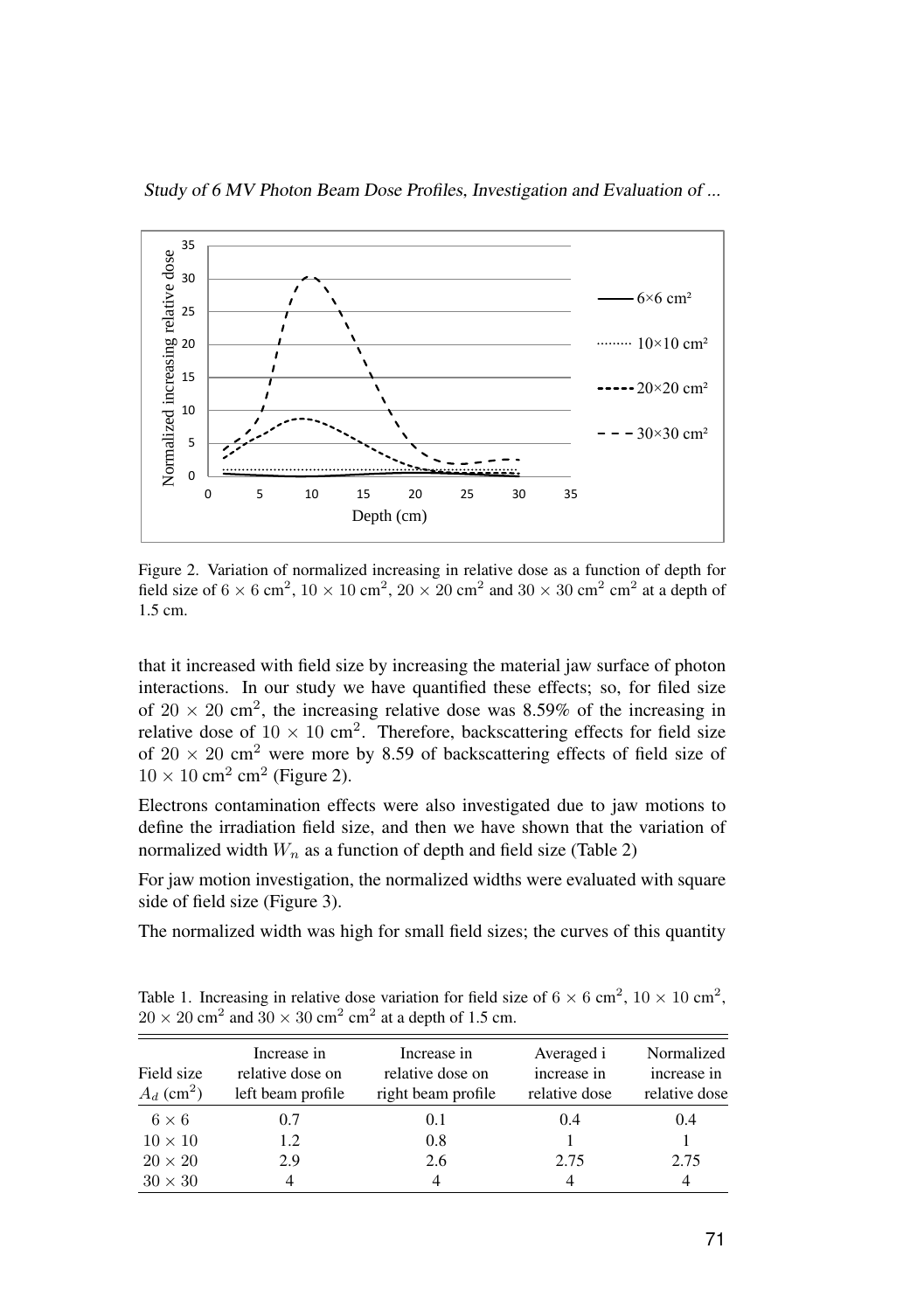Figure 2. Variation of normalized increasing in relative dose as a function of depth for field size of $6 \times 6$ cm$^2$, $10 \times 10$ cm$^2$, $20 \times 20$ cm$^2$ and $30 \times 30$ cm$^2$ cm$^2$ at a depth of 1.5 cm.

that it increased with field size by increasing the material jaw surface of photon interactions. In our study we have quantified these effects; so, for filed size of $20 \times 20$ cm$^2$, the increasing relative dose was 8.59% of the increasing in relative dose of $10 \times 10$ cm$^2$. Therefore, backscattering effects for field size of $20 \times 20$ cm$^2$ were more by 8.59 of backscattering effects of field size of $10 \times 10$ cm$^2$ cm$^2$ (Figure 2).

Electrons contamination effects were also investigated due to jaw motions to define the irradiation field size, and then we have shown that the variation of normalized width $W_n$ as a function of depth and field size (Table 2)

For jaw motion investigation, the normalized widths were evaluated with square side of field size (Figure 3).

The normalized width was high for small field sizes; the curves of this quantity

Table 1. Increasing in relative dose variation for field size of $6 \times 6$ cm$^2$, $10 \times 10$ cm$^2$, $20 \times 20$ cm$^2$ and $30 \times 30$ cm$^2$ cm$^2$ at a depth of 1.5 cm.

| Field size $A_d$ (cm$^2$) | Increase in relative dose on left beam profile | Increase in relative dose on right beam profile | Averaged i increase in relative dose | Normalized increase in relative dose |
|---|---|---|---|---|
| $6 \times 6$ | 0.7 | 0.1 | 0.4 | 0.4 |
| $10 \times 10$ | 1.2 | 0.8 | 1 | 1 |
| $20 \times 20$ | 2.9 | 2.6 | 2.75 | 2.75 |
| $30 \times 30$ | 4 | 4 | 4 | 4 |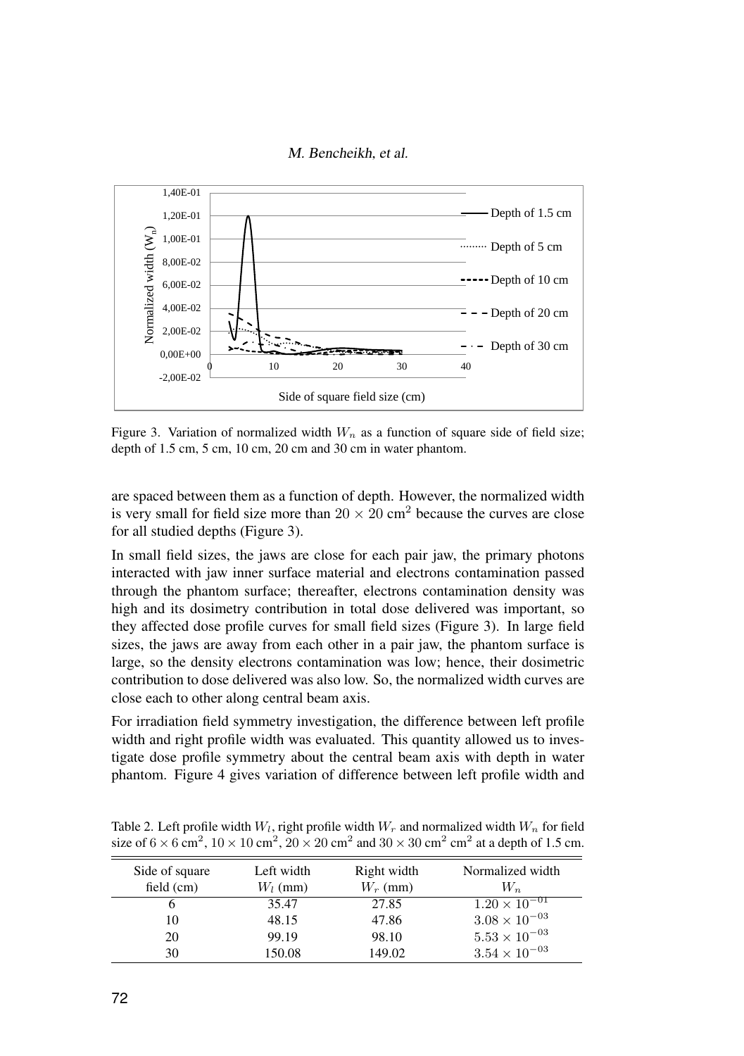Figure 3. Variation of normalized width $W_n$ as a function of square side of field size; depth of 1.5 cm, 5 cm, 10 cm, 20 cm and 30 cm in water phantom.

are spaced between them as a function of depth. However, the normalized width is very small for field size more than $20 \times 20$ cm$^2$ because the curves are close for all studied depths (Figure 3).

In small field sizes, the jaws are close for each pair jaw, the primary photons interacted with jaw inner surface material and electrons contamination passed through the phantom surface; thereafter, electrons contamination density was high and its dosimetry contribution in total dose delivered was important, so they affected dose profile curves for small field sizes (Figure 3). In large field sizes, the jaws are away from each other in a pair jaw, the phantom surface is large, so the density electrons contamination was low; hence, their dosimetric contribution to dose delivered was also low. So, the normalized width curves are close each to other along central beam axis.

For irradiation field symmetry investigation, the difference between left profile width and right profile width was evaluated. This quantity allowed us to investigate dose profile symmetry about the central beam axis with depth in water phantom. Figure 4 gives variation of difference between left profile width and

Table 2. Left profile width $W_l$, right profile width $W_r$ and normalized width $W_n$ for field size of $6 \times 6$ cm$^2$, $10 \times 10$ cm$^2$, $20 \times 20$ cm$^2$ and $30 \times 30$ cm$^2$ cm$^2$ at a depth of 1.5 cm.

| Side of square field (cm) | Left width $W_l$ (mm) | Right width $W_r$ (mm) | Normalized width $W_n$ |
|---|---|---|---|
| 6 | 35.47 | 27.85 | $1.20 \times 10^{-01}$ |
| 10 | 48.15 | 47.86 | $3.08 \times 10^{-03}$ |
| 20 | 99.19 | 98.10 | $5.53 \times 10^{-03}$ |
| 30 | 150.08 | 149.02 | $3.54 \times 10^{-03}$ |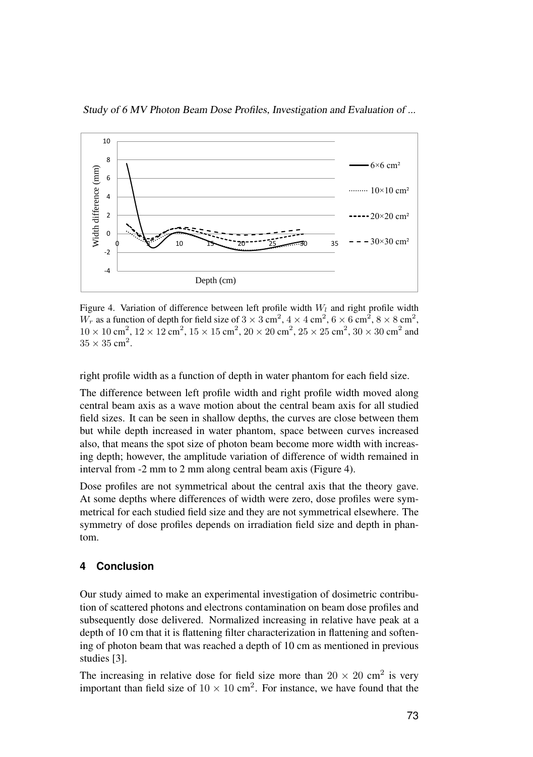Figure 4. Variation of difference between left profile width $W_l$ and right profile width $W_r$ as a function of depth for field size of $3 \times 3$ cm$^2$, $4 \times 4$ cm$^2$, $6 \times 6$ cm$^2$, $8 \times 8$ cm$^2$, $10 \times 10$ cm$^2$, $12 \times 12$ cm$^2$, $15 \times 15$ cm$^2$, $20 \times 20$ cm$^2$, $25 \times 25$ cm$^2$, $30 \times 30$ cm$^2$ and $35 \times 35$ cm$^2$.

right profile width as a function of depth in water phantom for each field size.

The difference between left profile width and right profile width moved along central beam axis as a wave motion about the central beam axis for all studied field sizes. It can be seen in shallow depths, the curves are close between them but while depth increased in water phantom, space between curves increased also, that means the spot size of photon beam become more width with increasing depth; however, the amplitude variation of difference of width remained in interval from -2 mm to 2 mm along central beam axis (Figure 4).

Dose profiles are not symmetrical about the central axis that the theory gave. At some depths where differences of width were zero, dose profiles were symmetrical for each studied field size and they are not symmetrical elsewhere. The symmetry of dose profiles depends on irradiation field size and depth in phantom.

## 4 Conclusion

Our study aimed to make an experimental investigation of dosimetric contribution of scattered photons and electrons contamination on beam dose profiles and subsequently dose delivered. Normalized increasing in relative have peak at a depth of 10 cm that it is flattening filter characterization in flattening and softening of photon beam that was reached a depth of 10 cm as mentioned in previous studies [3].

The increasing in relative dose for field size more than $20 \times 20$ cm$^2$ is very important than field size of $10 \times 10$ cm$^2$. For instance, we have found that the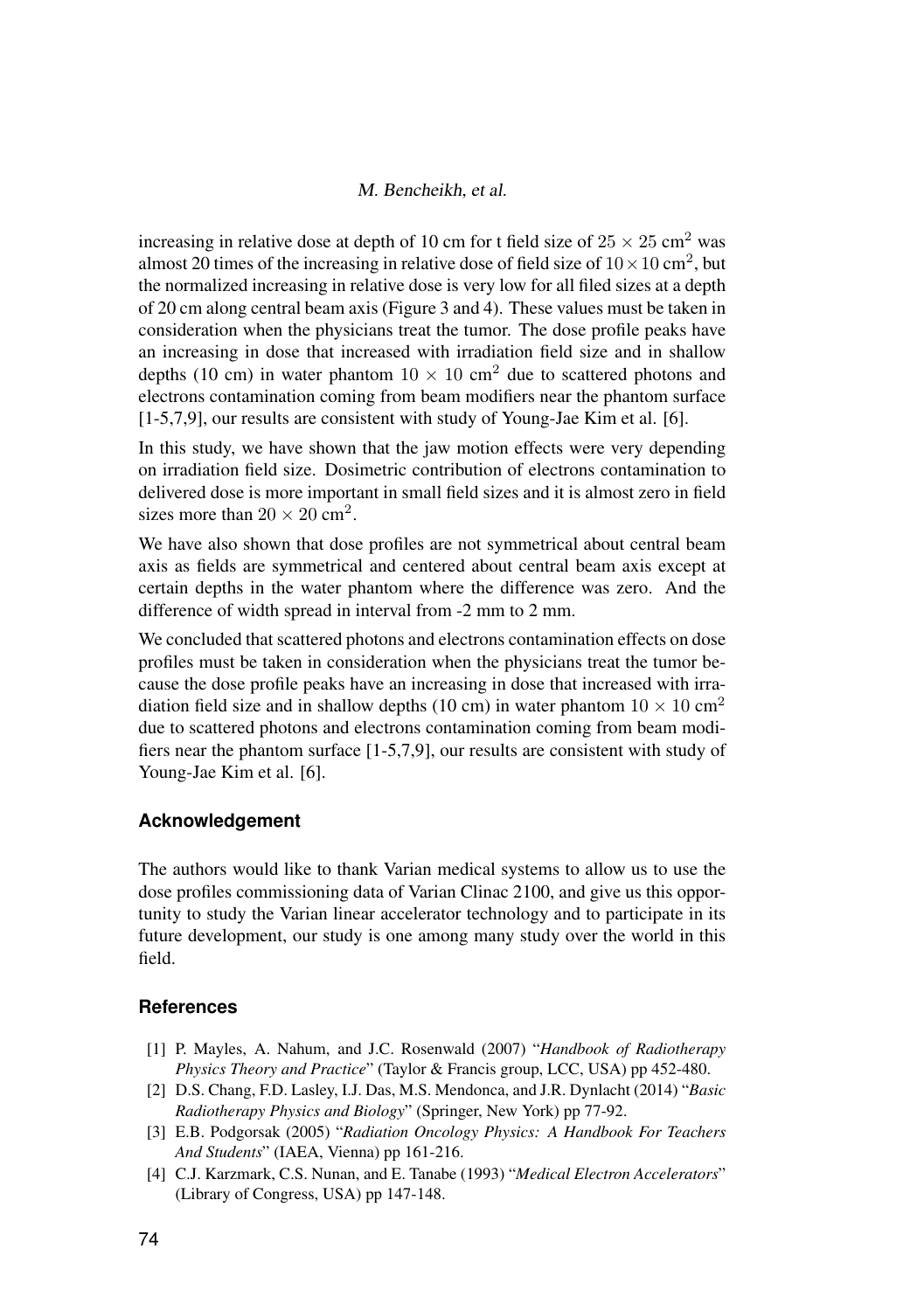increasing in relative dose at depth of 10 cm for t field size of $25 \times 25$ cm$^2$ was almost 20 times of the increasing in relative dose of field size of $10 \times 10$ cm$^2$, but the normalized increasing in relative dose is very low for all filed sizes at a depth of 20 cm along central beam axis (Figure 3 and 4). These values must be taken in consideration when the physicians treat the tumor. The dose profile peaks have an increasing in dose that increased with irradiation field size and in shallow depths (10 cm) in water phantom $10 \times 10$ cm$^2$ due to scattered photons and electrons contamination coming from beam modifiers near the phantom surface [1-5,7,9], our results are consistent with study of Young-Jae Kim et al. [6].

In this study, we have shown that the jaw motion effects were very depending on irradiation field size. Dosimetric contribution of electrons contamination to delivered dose is more important in small field sizes and it is almost zero in field sizes more than $20 \times 20$ cm$^2$.

We have also shown that dose profiles are not symmetrical about central beam axis as fields are symmetrical and centered about central beam axis except at certain depths in the water phantom where the difference was zero. And the difference of width spread in interval from -2 mm to 2 mm.

We concluded that scattered photons and electrons contamination effects on dose profiles must be taken in consideration when the physicians treat the tumor because the dose profile peaks have an increasing in dose that increased with irradiation field size and in shallow depths (10 cm) in water phantom $10 \times 10$ cm$^2$ due to scattered photons and electrons contamination coming from beam modifiers near the phantom surface [1-5,7,9], our results are consistent with study of Young-Jae Kim et al. [6].

## Acknowledgement

The authors would like to thank Varian medical systems to allow us to use the dose profiles commissioning data of Varian Clinac 2100, and give us this opportunity to study the Varian linear accelerator technology and to participate in its future development, our study is one among many study over the world in this field.

## References

[1] P. Mayles, A. Nahum, and J.C. Rosenwald (2007) "*Handbook of Radiotherapy Physics Theory and Practice*" (Taylor & Francis group, LCC, USA) pp 452-480.

[2] D.S. Chang, F.D. Lasley, I.J. Das, M.S. Mendonca, and J.R. Dynlacht (2014) "*Basic Radiotherapy Physics and Biology*" (Springer, New York) pp 77-92.

[3] E.B. Podgorsak (2005) "*Radiation Oncology Physics: A Handbook For Teachers And Students*" (IAEA, Vienna) pp 161-216.

[4] C.J. Karzmark, C.S. Nunan, and E. Tanabe (1993) "*Medical Electron Accelerators*" (Library of Congress, USA) pp 147-148.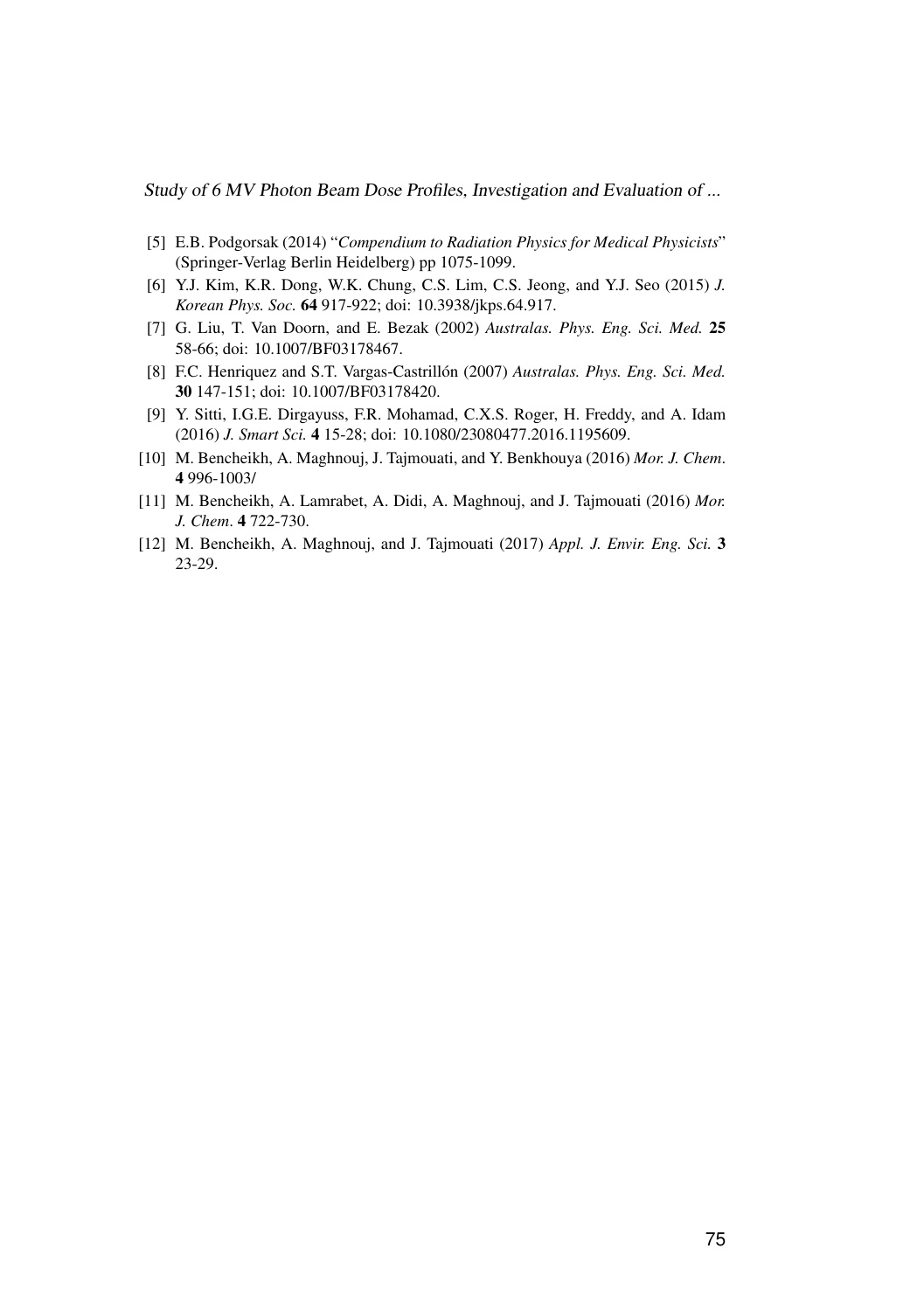[5] E.B. Podgorsak (2014) "*Compendium to Radiation Physics for Medical Physicists*" (Springer-Verlag Berlin Heidelberg) pp 1075-1099.

[6] Y.J. Kim, K.R. Dong, W.K. Chung, C.S. Lim, C.S. Jeong, and Y.J. Seo (2015) *J. Korean Phys. Soc.* **64** 917-922; doi: 10.3938/jkps.64.917.

[7] G. Liu, T. Van Doorn, and E. Bezak (2002) *Australas. Phys. Eng. Sci. Med.* **25** 58-66; doi: 10.1007/BF03178467.

[8] F.C. Henriquez and S.T. Vargas-Castrillón (2007) *Australas. Phys. Eng. Sci. Med.* **30** 147-151; doi: 10.1007/BF03178420.

[9] Y. Sitti, I.G.E. Dirgayuss, F.R. Mohamad, C.X.S. Roger, H. Freddy, and A. Idam (2016) *J. Smart Sci.* **4** 15-28; doi: 10.1080/23080477.2016.1195609.

[10] M. Bencheikh, A. Maghnouj, J. Tajmouati, and Y. Benkhouya (2016) *Mor. J. Chem*. **4** 996-1003/

[11] M. Bencheikh, A. Lamrabet, A. Didi, A. Maghnouj, and J. Tajmouati (2016) *Mor. J. Chem*. **4** 722-730.

[12] M. Bencheikh, A. Maghnouj, and J. Tajmouati (2017) *Appl. J. Envir. Eng. Sci.* **3** 23-29.